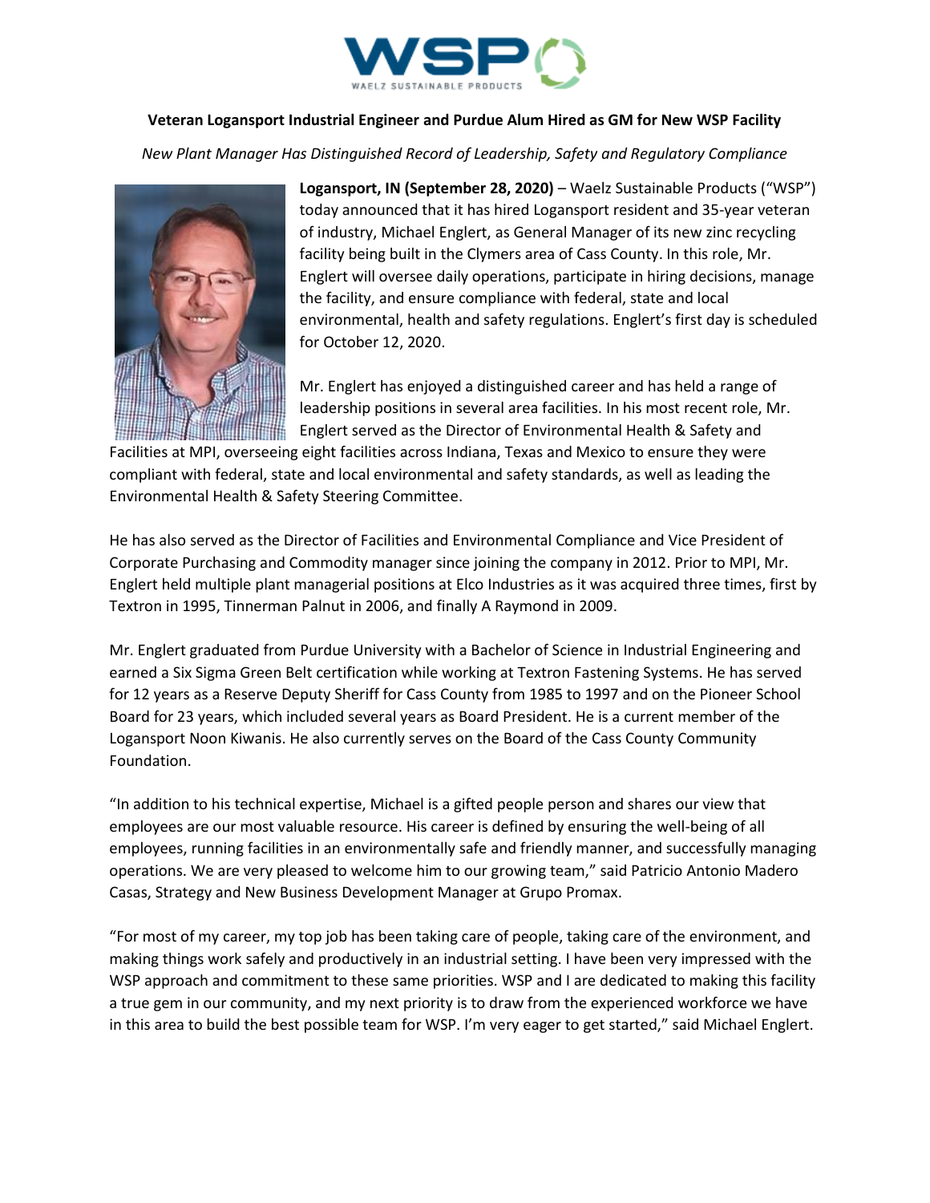# Veteran Logansport Industrial Engineer and Purdue Alum Hired as GM for New WSP Facility

*New Plant Manager Has Distinguished Record of Leadership, Safety and Regulatory Compliance*

**Logansport, IN (September 28, 2020)** – Waelz Sustainable Products ("WSP") today announced that it has hired Logansport resident and 35-year veteran of industry, Michael Englert, as General Manager of its new zinc recycling facility being built in the Clymers area of Cass County. In this role, Mr. Englert will oversee daily operations, participate in hiring decisions, manage the facility, and ensure compliance with federal, state and local environmental, health and safety regulations. Englert's first day is scheduled for October 12, 2020.

Mr. Englert has enjoyed a distinguished career and has held a range of leadership positions in several area facilities. In his most recent role, Mr. Englert served as the Director of Environmental Health & Safety and Facilities at MPI, overseeing eight facilities across Indiana, Texas and Mexico to ensure they were compliant with federal, state and local environmental and safety standards, as well as leading the Environmental Health & Safety Steering Committee.

He has also served as the Director of Facilities and Environmental Compliance and Vice President of Corporate Purchasing and Commodity manager since joining the company in 2012. Prior to MPI, Mr. Englert held multiple plant managerial positions at Elco Industries as it was acquired three times, first by Textron in 1995, Tinnerman Palnut in 2006, and finally A Raymond in 2009.

Mr. Englert graduated from Purdue University with a Bachelor of Science in Industrial Engineering and earned a Six Sigma Green Belt certification while working at Textron Fastening Systems. He has served for 12 years as a Reserve Deputy Sheriff for Cass County from 1985 to 1997 and on the Pioneer School Board for 23 years, which included several years as Board President. He is a current member of the Logansport Noon Kiwanis. He also currently serves on the Board of the Cass County Community Foundation.

"In addition to his technical expertise, Michael is a gifted people person and shares our view that employees are our most valuable resource. His career is defined by ensuring the well-being of all employees, running facilities in an environmentally safe and friendly manner, and successfully managing operations. We are very pleased to welcome him to our growing team," said Patricio Antonio Madero Casas, Strategy and New Business Development Manager at Grupo Promax.

"For most of my career, my top job has been taking care of people, taking care of the environment, and making things work safely and productively in an industrial setting. I have been very impressed with the WSP approach and commitment to these same priorities. WSP and I are dedicated to making this facility a true gem in our community, and my next priority is to draw from the experienced workforce we have in this area to build the best possible team for WSP. I'm very eager to get started," said Michael Englert.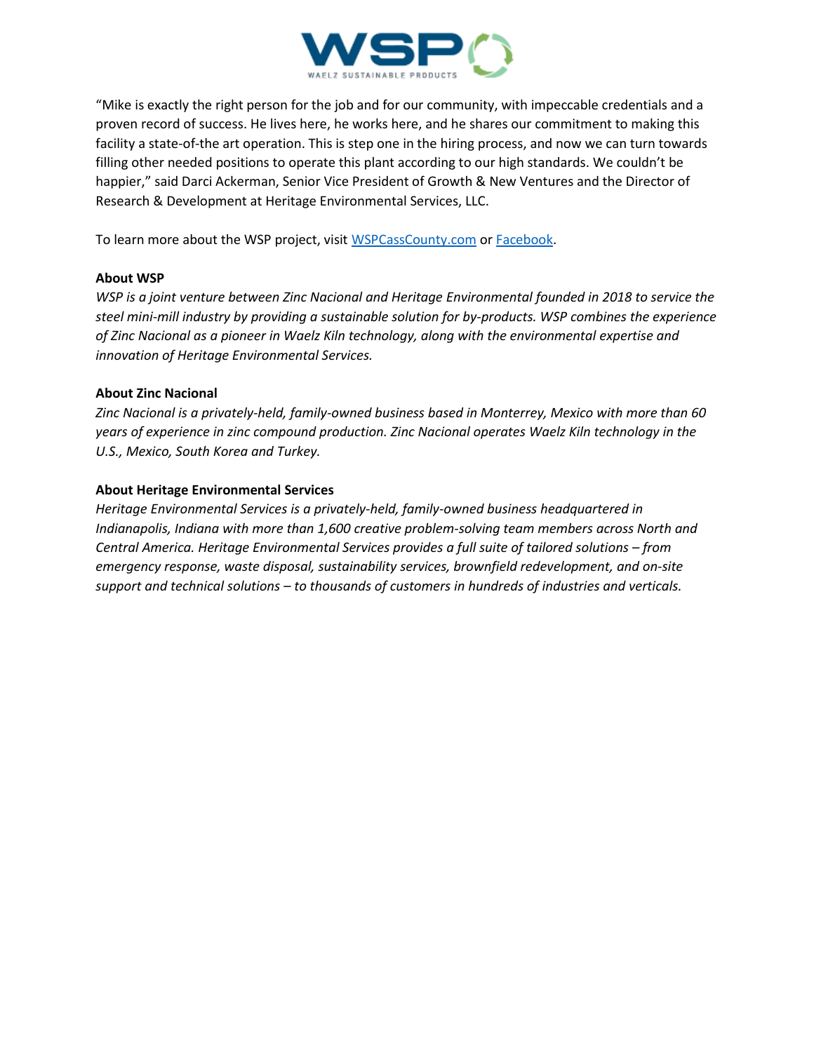"Mike is exactly the right person for the job and for our community, with impeccable credentials and a proven record of success. He lives here, he works here, and he shares our commitment to making this facility a state-of-the art operation. This is step one in the hiring process, and now we can turn towards filling other needed positions to operate this plant according to our high standards. We couldn't be happier," said Darci Ackerman, Senior Vice President of Growth & New Ventures and the Director of Research & Development at Heritage Environmental Services, LLC.

To learn more about the WSP project, visit WSPCassCounty.com or Facebook.

**About WSP**

*WSP is a joint venture between Zinc Nacional and Heritage Environmental founded in 2018 to service the steel mini-mill industry by providing a sustainable solution for by-products. WSP combines the experience of Zinc Nacional as a pioneer in Waelz Kiln technology, along with the environmental expertise and innovation of Heritage Environmental Services.*

**About Zinc Nacional**

*Zinc Nacional is a privately-held, family-owned business based in Monterrey, Mexico with more than 60 years of experience in zinc compound production. Zinc Nacional operates Waelz Kiln technology in the U.S., Mexico, South Korea and Turkey.*

**About Heritage Environmental Services**

*Heritage Environmental Services is a privately-held, family-owned business headquartered in Indianapolis, Indiana with more than 1,600 creative problem-solving team members across North and Central America. Heritage Environmental Services provides a full suite of tailored solutions – from emergency response, waste disposal, sustainability services, brownfield redevelopment, and on-site support and technical solutions – to thousands of customers in hundreds of industries and verticals.*